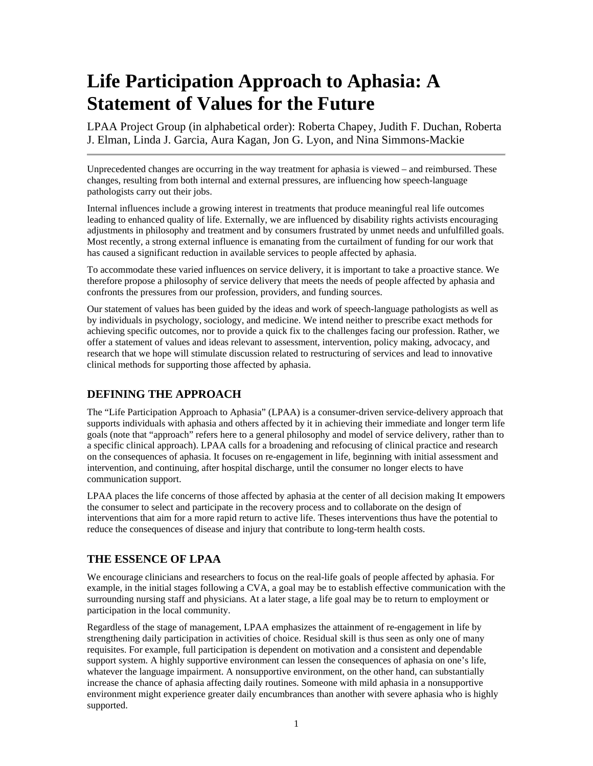# Life Participation Approach to Aphasia: A Statement of Values for the Future

LPAA Project Group (in alphabetical order): Roberta Chapey, Judith F. Duchan, Roberta J. Elman, Linda J. Garcia, Aura Kagan, Jon G. Lyon, and Nina Simmons-Mackie

Unprecedented changes are occurring in the way treatment for aphasia is viewed – and reimbursed. These changes, resulting from both internal and external pressures, are influencing how speech-language pathologists carry out their jobs.

Internal influences include a growing interest in treatments that produce meaningful real life outcomes leading to enhanced quality of life. Externally, we are influenced by disability rights activists encouraging adjustments in philosophy and treatment and by consumers frustrated by unmet needs and unfulfilled goals. Most recently, a strong external influence is emanating from the curtailment of funding for our work that has caused a significant reduction in available services to people affected by aphasia.

To accommodate these varied influences on service delivery, it is important to take a proactive stance. We therefore propose a philosophy of service delivery that meets the needs of people affected by aphasia and confronts the pressures from our profession, providers, and funding sources.

Our statement of values has been guided by the ideas and work of speech-language pathologists as well as by individuals in psychology, sociology, and medicine. We intend neither to prescribe exact methods for achieving specific outcomes, nor to provide a quick fix to the challenges facing our profession. Rather, we offer a statement of values and ideas relevant to assessment, intervention, policy making, advocacy, and research that we hope will stimulate discussion related to restructuring of services and lead to innovative clinical methods for supporting those affected by aphasia.

## DEFINING THE APPROACH

The "Life Participation Approach to Aphasia" (LPAA) is a consumer-driven service-delivery approach that supports individuals with aphasia and others affected by it in achieving their immediate and longer term life goals (note that "approach" refers here to a general philosophy and model of service delivery, rather than to a specific clinical approach). LPAA calls for a broadening and refocusing of clinical practice and research on the consequences of aphasia. It focuses on re-engagement in life, beginning with initial assessment and intervention, and continuing, after hospital discharge, until the consumer no longer elects to have communication support.

LPAA places the life concerns of those affected by aphasia at the center of all decision making It empowers the consumer to select and participate in the recovery process and to collaborate on the design of interventions that aim for a more rapid return to active life. Theses interventions thus have the potential to reduce the consequences of disease and injury that contribute to long-term health costs.

## THE ESSENCE OF LPAA

We encourage clinicians and researchers to focus on the real-life goals of people affected by aphasia. For example, in the initial stages following a CVA, a goal may be to establish effective communication with the surrounding nursing staff and physicians. At a later stage, a life goal may be to return to employment or participation in the local community.

Regardless of the stage of management, LPAA emphasizes the attainment of re-engagement in life by strengthening daily participation in activities of choice. Residual skill is thus seen as only one of many requisites. For example, full participation is dependent on motivation and a consistent and dependable support system. A highly supportive environment can lessen the consequences of aphasia on one's life, whatever the language impairment. A nonsupportive environment, on the other hand, can substantially increase the chance of aphasia affecting daily routines. Someone with mild aphasia in a nonsupportive environment might experience greater daily encumbrances than another with severe aphasia who is highly supported.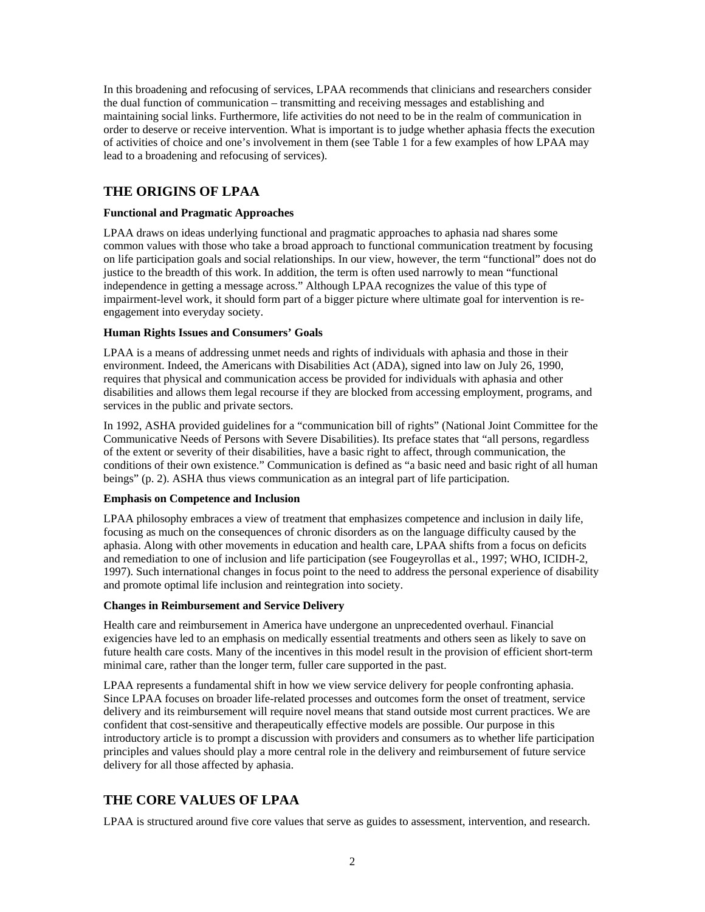In this broadening and refocusing of services, LPAA recommends that clinicians and researchers consider the dual function of communication – transmitting and receiving messages and establishing and maintaining social links. Furthermore, life activities do not need to be in the realm of communication in order to deserve or receive intervention. What is important is to judge whether aphasia ffects the execution of activities of choice and one's involvement in them (see Table 1 for a few examples of how LPAA may lead to a broadening and refocusing of services).

## THE ORIGINS OF LPAA

### Functional and Pragmatic Approaches

LPAA draws on ideas underlying functional and pragmatic approaches to aphasia nad shares some common values with those who take a broad approach to functional communication treatment by focusing on life participation goals and social relationships. In our view, however, the term "functional" does not do justice to the breadth of this work. In addition, the term is often used narrowly to mean "functional independence in getting a message across." Although LPAA recognizes the value of this type of impairment-level work, it should form part of a bigger picture where ultimate goal for intervention is re-engagement into everyday society.

### Human Rights Issues and Consumers' Goals

LPAA is a means of addressing unmet needs and rights of individuals with aphasia and those in their environment. Indeed, the Americans with Disabilities Act (ADA), signed into law on July 26, 1990, requires that physical and communication access be provided for individuals with aphasia and other disabilities and allows them legal recourse if they are blocked from accessing employment, programs, and services in the public and private sectors.

In 1992, ASHA provided guidelines for a "communication bill of rights" (National Joint Committee for the Communicative Needs of Persons with Severe Disabilities). Its preface states that "all persons, regardless of the extent or severity of their disabilities, have a basic right to affect, through communication, the conditions of their own existence." Communication is defined as "a basic need and basic right of all human beings" (p. 2). ASHA thus views communication as an integral part of life participation.

### Emphasis on Competence and Inclusion

LPAA philosophy embraces a view of treatment that emphasizes competence and inclusion in daily life, focusing as much on the consequences of chronic disorders as on the language difficulty caused by the aphasia. Along with other movements in education and health care, LPAA shifts from a focus on deficits and remediation to one of inclusion and life participation (see Fougeyrollas et al., 1997; WHO, ICIDH-2, 1997). Such international changes in focus point to the need to address the personal experience of disability and promote optimal life inclusion and reintegration into society.

### Changes in Reimbursement and Service Delivery

Health care and reimbursement in America have undergone an unprecedented overhaul. Financial exigencies have led to an emphasis on medically essential treatments and others seen as likely to save on future health care costs. Many of the incentives in this model result in the provision of efficient short-term minimal care, rather than the longer term, fuller care supported in the past.

LPAA represents a fundamental shift in how we view service delivery for people confronting aphasia. Since LPAA focuses on broader life-related processes and outcomes form the onset of treatment, service delivery and its reimbursement will require novel means that stand outside most current practices. We are confident that cost-sensitive and therapeutically effective models are possible. Our purpose in this introductory article is to prompt a discussion with providers and consumers as to whether life participation principles and values should play a more central role in the delivery and reimbursement of future service delivery for all those affected by aphasia.

## THE CORE VALUES OF LPAA

LPAA is structured around five core values that serve as guides to assessment, intervention, and research.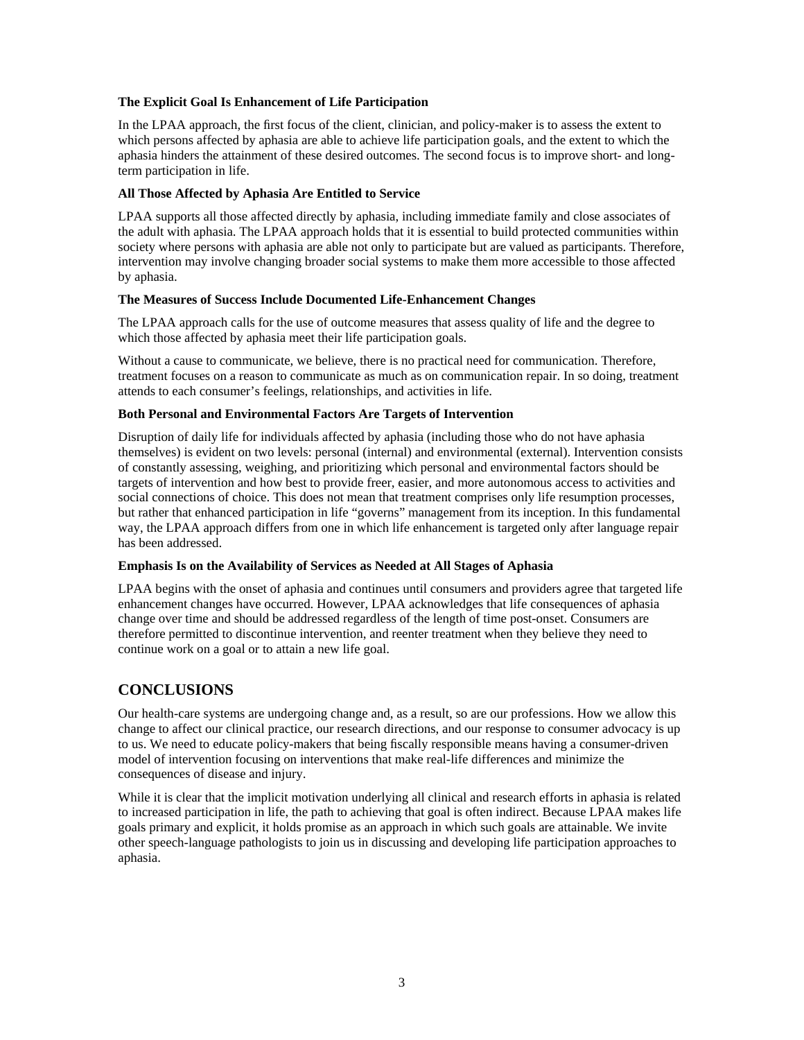#### The Explicit Goal Is Enhancement of Life Participation

In the LPAA approach, the first focus of the client, clinician, and policy-maker is to assess the extent to which persons affected by aphasia are able to achieve life participation goals, and the extent to which the aphasia hinders the attainment of these desired outcomes. The second focus is to improve short- and long-term participation in life.

#### All Those Affected by Aphasia Are Entitled to Service

LPAA supports all those affected directly by aphasia, including immediate family and close associates of the adult with aphasia. The LPAA approach holds that it is essential to build protected communities within society where persons with aphasia are able not only to participate but are valued as participants. Therefore, intervention may involve changing broader social systems to make them more accessible to those affected by aphasia.

#### The Measures of Success Include Documented Life-Enhancement Changes

The LPAA approach calls for the use of outcome measures that assess quality of life and the degree to which those affected by aphasia meet their life participation goals.

Without a cause to communicate, we believe, there is no practical need for communication. Therefore, treatment focuses on a reason to communicate as much as on communication repair. In so doing, treatment attends to each consumer's feelings, relationships, and activities in life.

#### Both Personal and Environmental Factors Are Targets of Intervention

Disruption of daily life for individuals affected by aphasia (including those who do not have aphasia themselves) is evident on two levels: personal (internal) and environmental (external). Intervention consists of constantly assessing, weighing, and prioritizing which personal and environmental factors should be targets of intervention and how best to provide freer, easier, and more autonomous access to activities and social connections of choice. This does not mean that treatment comprises only life resumption processes, but rather that enhanced participation in life "governs" management from its inception. In this fundamental way, the LPAA approach differs from one in which life enhancement is targeted only after language repair has been addressed.

#### Emphasis Is on the Availability of Services as Needed at All Stages of Aphasia

LPAA begins with the onset of aphasia and continues until consumers and providers agree that targeted life enhancement changes have occurred. However, LPAA acknowledges that life consequences of aphasia change over time and should be addressed regardless of the length of time post-onset. Consumers are therefore permitted to discontinue intervention, and reenter treatment when they believe they need to continue work on a goal or to attain a new life goal.

## CONCLUSIONS

Our health-care systems are undergoing change and, as a result, so are our professions. How we allow this change to affect our clinical practice, our research directions, and our response to consumer advocacy is up to us. We need to educate policy-makers that being fiscally responsible means having a consumer-driven model of intervention focusing on interventions that make real-life differences and minimize the consequences of disease and injury.

While it is clear that the implicit motivation underlying all clinical and research efforts in aphasia is related to increased participation in life, the path to achieving that goal is often indirect. Because LPAA makes life goals primary and explicit, it holds promise as an approach in which such goals are attainable. We invite other speech-language pathologists to join us in discussing and developing life participation approaches to aphasia.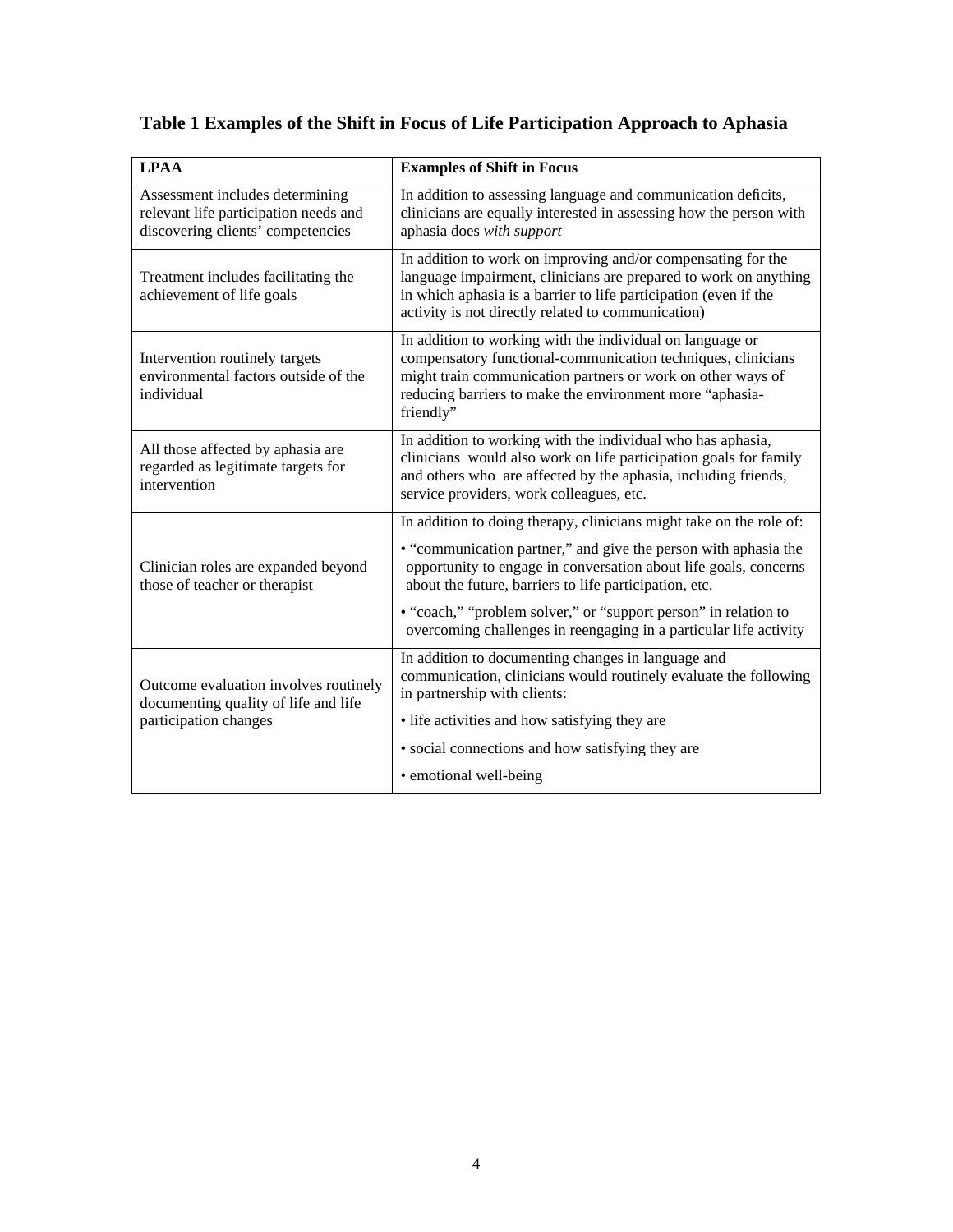**Table 1 Examples of the Shift in Focus of Life Participation Approach to Aphasia**

| LPAA | Examples of Shift in Focus |
|---|---|
| Assessment includes determining relevant life participation needs and discovering clients' competencies | In addition to assessing language and communication deficits, clinicians are equally interested in assessing how the person with aphasia does *with support* |
| Treatment includes facilitating the achievement of life goals | In addition to work on improving and/or compensating for the language impairment, clinicians are prepared to work on anything in which aphasia is a barrier to life participation (even if the activity is not directly related to communication) |
| Intervention routinely targets environmental factors outside of the individual | In addition to working with the individual on language or compensatory functional-communication techniques, clinicians might train communication partners or work on other ways of reducing barriers to make the environment more "aphasia-friendly" |
| All those affected by aphasia are regarded as legitimate targets for intervention | In addition to working with the individual who has aphasia, clinicians would also work on life participation goals for family and others who are affected by the aphasia, including friends, service providers, work colleagues, etc. |
| Clinician roles are expanded beyond those of teacher or therapist | In addition to doing therapy, clinicians might take on the role of:<br>• "communication partner," and give the person with aphasia the opportunity to engage in conversation about life goals, concerns about the future, barriers to life participation, etc.<br>• "coach," "problem solver," or "support person" in relation to overcoming challenges in reengaging in a particular life activity |
| Outcome evaluation involves routinely documenting quality of life and life participation changes | In addition to documenting changes in language and communication, clinicians would routinely evaluate the following in partnership with clients:<br>• life activities and how satisfying they are<br>• social connections and how satisfying they are<br>• emotional well-being |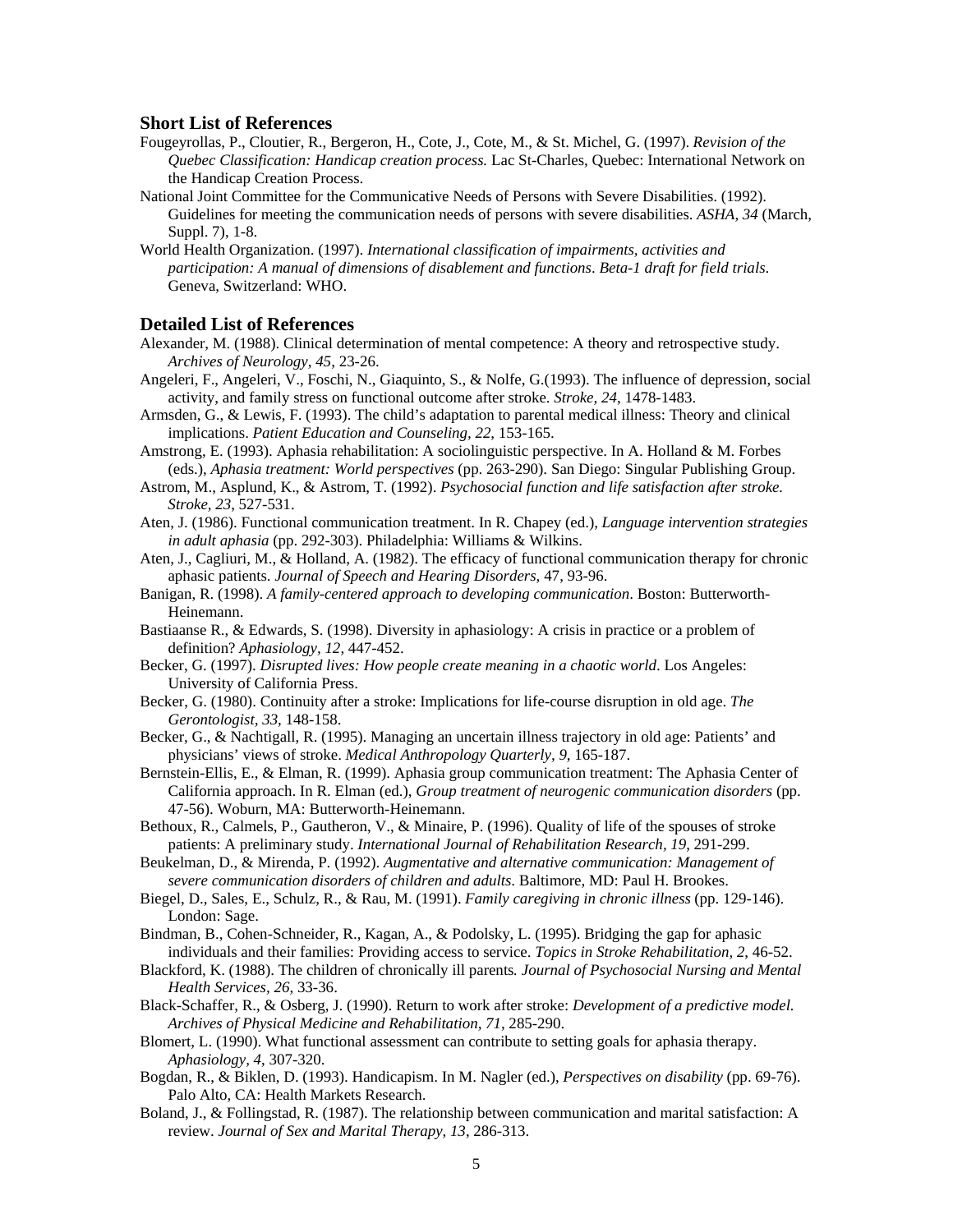### Short List of References

Fougeyrollas, P., Cloutier, R., Bergeron, H., Cote, J., Cote, M., & St. Michel, G. (1997). *Revision of the Quebec Classification: Handicap creation process.* Lac St-Charles, Quebec: International Network on the Handicap Creation Process.

National Joint Committee for the Communicative Needs of Persons with Severe Disabilities. (1992). Guidelines for meeting the communication needs of persons with severe disabilities. *ASHA, 34* (March, Suppl. 7), 1-8.

World Health Organization. (1997). *International classification of impairments, activities and participation: A manual of dimensions of disablement and functions*. *Beta-1 draft for field trials*. Geneva, Switzerland: WHO.

### Detailed List of References

Alexander, M. (1988). Clinical determination of mental competence: A theory and retrospective study. *Archives of Neurology, 45*, 23-26.

Angeleri, F., Angeleri, V., Foschi, N., Giaquinto, S., & Nolfe, G.(1993). The influence of depression, social activity, and family stress on functional outcome after stroke. *Stroke, 24*, 1478-1483.

Armsden, G., & Lewis, F. (1993). The child's adaptation to parental medical illness: Theory and clinical implications. *Patient Education and Counseling, 22*, 153-165.

Amstrong, E. (1993). Aphasia rehabilitation: A sociolinguistic perspective. In A. Holland & M. Forbes (eds.), *Aphasia treatment: World perspectives* (pp. 263-290). San Diego: Singular Publishing Group.

Astrom, M., Asplund, K., & Astrom, T. (1992). *Psychosocial function and life satisfaction after stroke. Stroke, 23*, 527-531.

Aten, J. (1986). Functional communication treatment. In R. Chapey (ed.), *Language intervention strategies in adult aphasia* (pp. 292-303). Philadelphia: Williams & Wilkins.

Aten, J., Cagliuri, M., & Holland, A. (1982). The efficacy of functional communication therapy for chronic aphasic patients. *Journal of Speech and Hearing Disorders*, 47, 93-96.

Banigan, R. (1998). *A family-centered approach to developing communication*. Boston: Butterworth-Heinemann.

Bastiaanse R., & Edwards, S. (1998). Diversity in aphasiology: A crisis in practice or a problem of definition? *Aphasiology, 12*, 447-452.

Becker, G. (1997). *Disrupted lives: How people create meaning in a chaotic world*. Los Angeles: University of California Press.

Becker, G. (1980). Continuity after a stroke: Implications for life-course disruption in old age. *The Gerontologist, 33*, 148-158.

Becker, G., & Nachtigall, R. (1995). Managing an uncertain illness trajectory in old age: Patients' and physicians' views of stroke. *Medical Anthropology Quarterly, 9*, 165-187.

Bernstein-Ellis, E., & Elman, R. (1999). Aphasia group communication treatment: The Aphasia Center of California approach. In R. Elman (ed.), *Group treatment of neurogenic communication disorders* (pp. 47-56). Woburn, MA: Butterworth-Heinemann.

Bethoux, R., Calmels, P., Gautheron, V., & Minaire, P. (1996). Quality of life of the spouses of stroke patients: A preliminary study. *International Journal of Rehabilitation Research, 19*, 291-299.

Beukelman, D., & Mirenda, P. (1992). *Augmentative and alternative communication: Management of severe communication disorders of children and adults*. Baltimore, MD: Paul H. Brookes.

Biegel, D., Sales, E., Schulz, R., & Rau, M. (1991). *Family caregiving in chronic illness* (pp. 129-146). London: Sage.

Bindman, B., Cohen-Schneider, R., Kagan, A., & Podolsky, L. (1995). Bridging the gap for aphasic individuals and their families: Providing access to service. *Topics in Stroke Rehabilitation, 2*, 46-52.

Blackford, K. (1988). The children of chronically ill parents*. Journal of Psychosocial Nursing and Mental Health Services, 26*, 33-36.

Black-Schaffer, R., & Osberg, J. (1990). Return to work after stroke: *Development of a predictive model. Archives of Physical Medicine and Rehabilitation, 71*, 285-290.

Blomert, L. (1990). What functional assessment can contribute to setting goals for aphasia therapy. *Aphasiology, 4*, 307-320.

Bogdan, R., & Biklen, D. (1993). Handicapism. In M. Nagler (ed.), *Perspectives on disability* (pp. 69-76). Palo Alto, CA: Health Markets Research.

Boland, J., & Follingstad, R. (1987). The relationship between communication and marital satisfaction: A review. *Journal of Sex and Marital Therapy, 13*, 286-313.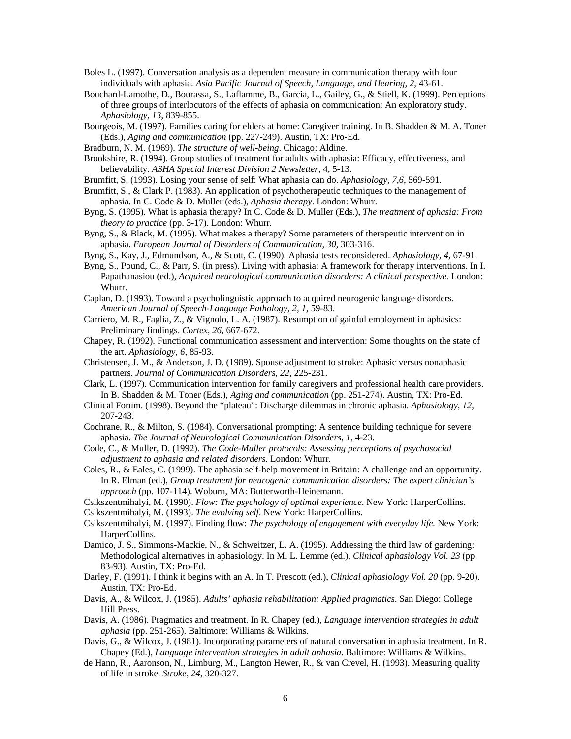Boles L. (1997). Conversation analysis as a dependent measure in communication therapy with four individuals with aphasia. *Asia Pacific Journal of Speech, Language, and Hearing, 2,* 43-61.

Bouchard-Lamothe, D., Bourassa, S., Laflamme, B., Garcia, L., Gailey, G., & Stiell, K. (1999). Perceptions of three groups of interlocutors of the effects of aphasia on communication: An exploratory study. *Aphasiology, 13,* 839-855.

Bourgeois, M. (1997). Families caring for elders at home: Caregiver training. In B. Shadden & M. A. Toner (Eds.), *Aging and communication* (pp. 227-249). Austin, TX: Pro-Ed.

Bradburn, N. M. (1969). *The structure of well-being*. Chicago: Aldine.

Brookshire, R. (1994). Group studies of treatment for adults with aphasia: Efficacy, effectiveness, and believability. *ASHA Special Interest Division 2 Newsletter*, 4, 5-13.

Brumfitt, S. (1993). Losing your sense of self: What aphasia can do. *Aphasiology, 7,6*, 569-591.

Brumfitt, S., & Clark P. (1983). An application of psychotherapeutic techniques to the management of aphasia. In C. Code & D. Muller (eds.), *Aphasia therapy*. London: Whurr.

Byng, S. (1995). What is aphasia therapy? In C. Code & D. Muller (Eds.), *The treatment of aphasia: From theory to practice* (pp. 3-17). London: Whurr.

Byng, S., & Black, M. (1995). What makes a therapy? Some parameters of therapeutic intervention in aphasia. *European Journal of Disorders of Communication, 30,* 303-316.

Byng, S., Kay, J., Edmundson, A., & Scott, C. (1990). Aphasia tests reconsidered. *Aphasiology, 4,* 67-91.

Byng, S., Pound, C., & Parr, S. (in press). Living with aphasia: A framework for therapy interventions. In I. Papathanasiou (ed.), *Acquired neurological communication disorders: A clinical perspective.* London: Whurr.

Caplan, D. (1993). Toward a psycholinguistic approach to acquired neurogenic language disorders. *American Journal of Speech-Language Pathology, 2, 1,* 59-83.

Carriero, M. R., Faglia, Z., & Vignolo, L. A. (1987). Resumption of gainful employment in aphasics: Preliminary findings. *Cortex, 26,* 667-672.

Chapey, R. (1992). Functional communication assessment and intervention: Some thoughts on the state of the art. *Aphasiology, 6,* 85-93.

Christensen, J. M., & Anderson, J. D. (1989). Spouse adjustment to stroke: Aphasic versus nonaphasic partners. *Journal of Communication Disorders, 22,* 225-231.

Clark, L. (1997). Communication intervention for family caregivers and professional health care providers. In B. Shadden & M. Toner (Eds.), *Aging and communication* (pp. 251-274). Austin, TX: Pro-Ed.

Clinical Forum. (1998). Beyond the "plateau": Discharge dilemmas in chronic aphasia. *Aphasiology, 12,* 207-243.

Cochrane, R., & Milton, S. (1984). Conversational prompting: A sentence building technique for severe aphasia. *The Journal of Neurological Communication Disorders, 1,* 4-23.

Code, C., & Muller, D. (1992). *The Code-Muller protocols: Assessing perceptions of psychosocial adjustment to aphasia and related disorders.* London: Whurr.

Coles, R., & Eales, C. (1999). The aphasia self-help movement in Britain: A challenge and an opportunity. In R. Elman (ed.), *Group treatment for neurogenic communication disorders: The expert clinician's approach* (pp. 107-114). Woburn, MA: Butterworth-Heinemann.

Csikszentmihalyi, M. (1990). *Flow: The psychology of optimal experience*. New York: HarperCollins.

Csikszentmihalyi, M. (1993). *The evolving self*. New York: HarperCollins.

Csikszentmihalyi, M. (1997). Finding flow: *The psychology of engagement with everyday life.* New York: HarperCollins.

Damico, J. S., Simmons-Mackie, N., & Schweitzer, L. A. (1995). Addressing the third law of gardening: Methodological alternatives in aphasiology. In M. L. Lemme (ed.), *Clinical aphasiology Vol. 23* (pp. 83-93). Austin, TX: Pro-Ed.

Darley, F. (1991). I think it begins with an A. In T. Prescott (ed.), *Clinical aphasiology Vol. 20* (pp. 9-20). Austin, TX: Pro-Ed.

Davis, A., & Wilcox, J. (1985). *Adults' aphasia rehabilitation: Applied pragmatics*. San Diego: College Hill Press.

Davis, A. (1986). Pragmatics and treatment. In R. Chapey (ed.), *Language intervention strategies in adult aphasia* (pp. 251-265). Baltimore: Williams & Wilkins.

Davis, G., & Wilcox, J. (1981). Incorporating parameters of natural conversation in aphasia treatment. In R. Chapey (Ed.), *Language intervention strategies in adult aphasia*. Baltimore: Williams & Wilkins.

de Hann, R., Aaronson, N., Limburg, M., Langton Hewer, R., & van Crevel, H. (1993). Measuring quality of life in stroke. *Stroke, 24,* 320-327.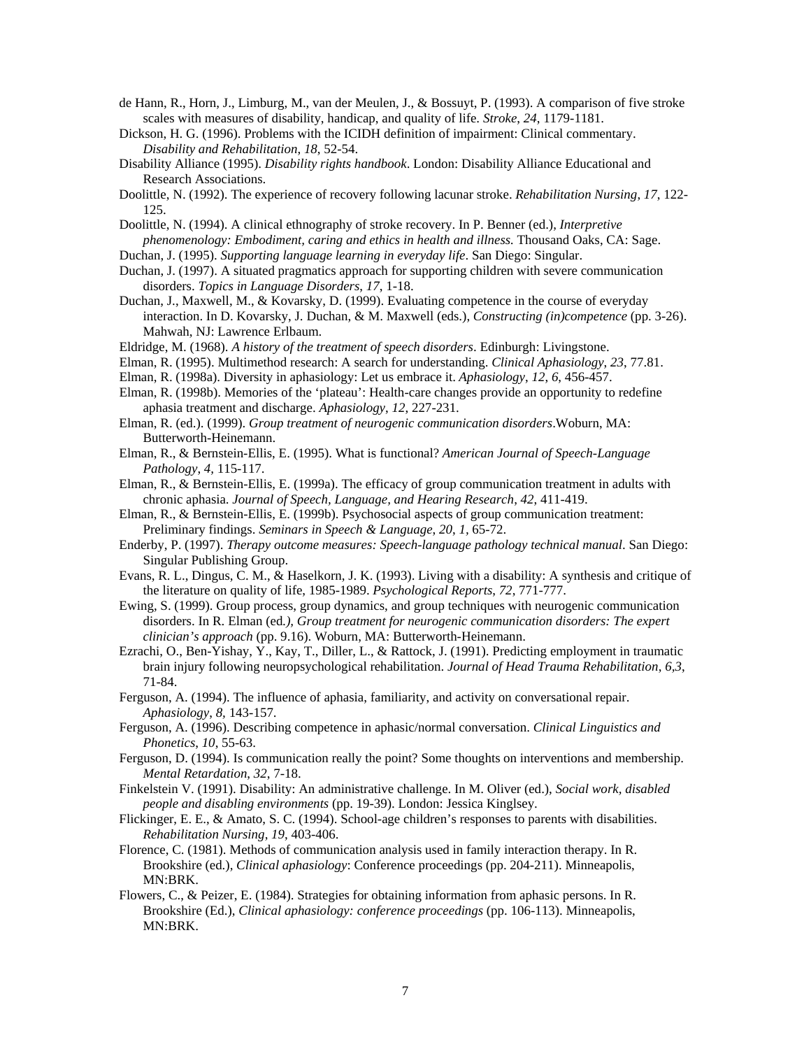de Hann, R., Horn, J., Limburg, M., van der Meulen, J., & Bossuyt, P. (1993). A comparison of five stroke scales with measures of disability, handicap, and quality of life. *Stroke*, *24*, 1179-1181.

Dickson, H. G. (1996). Problems with the ICIDH definition of impairment: Clinical commentary. *Disability and Rehabilitation*, *18*, 52-54.

Disability Alliance (1995). *Disability rights handbook*. London: Disability Alliance Educational and Research Associations.

Doolittle, N. (1992). The experience of recovery following lacunar stroke. *Rehabilitation Nursing*, *17*, 122-125.

Doolittle, N. (1994). A clinical ethnography of stroke recovery. In P. Benner (ed.), *Interpretive phenomenology: Embodiment, caring and ethics in health and illness.* Thousand Oaks, CA: Sage.

Duchan, J. (1995). *Supporting language learning in everyday life*. San Diego: Singular.

Duchan, J. (1997). A situated pragmatics approach for supporting children with severe communication disorders. *Topics in Language Disorders*, *17*, 1-18.

Duchan, J., Maxwell, M., & Kovarsky, D. (1999). Evaluating competence in the course of everyday interaction. In D. Kovarsky, J. Duchan, & M. Maxwell (eds.), *Constructing (in)competence* (pp. 3-26). Mahwah, NJ: Lawrence Erlbaum.

Eldridge, M. (1968). *A history of the treatment of speech disorders*. Edinburgh: Livingstone.

Elman, R. (1995). Multimethod research: A search for understanding. *Clinical Aphasiology*, *23*, 77.81.

Elman, R. (1998a). Diversity in aphasiology: Let us embrace it. *Aphasiology*, *12*, *6*, 456-457.

Elman, R. (1998b). Memories of the 'plateau': Health-care changes provide an opportunity to redefine aphasia treatment and discharge. *Aphasiology*, *12*, 227-231.

Elman, R. (ed.). (1999). *Group treatment of neurogenic communication disorders*.Woburn, MA: Butterworth-Heinemann.

Elman, R., & Bernstein-Ellis, E. (1995). What is functional? *American Journal of Speech-Language Pathology*, *4,* 115-117.

Elman, R., & Bernstein-Ellis, E. (1999a). The efficacy of group communication treatment in adults with chronic aphasia. *Journal of Speech, Language, and Hearing Research*, *42*, 411-419.

Elman, R., & Bernstein-Ellis, E. (1999b). Psychosocial aspects of group communication treatment: Preliminary findings. *Seminars in Speech & Language*, *20*, *1,* 65-72.

Enderby, P. (1997). *Therapy outcome measures: Speech-language pathology technical manual*. San Diego: Singular Publishing Group.

Evans, R. L., Dingus, C. M., & Haselkorn, J. K. (1993). Living with a disability: A synthesis and critique of the literature on quality of life, 1985-1989. *Psychological Reports*, *72*, 771-777.

Ewing, S. (1999). Group process, group dynamics, and group techniques with neurogenic communication disorders. In R. Elman (ed*.), Group treatment for neurogenic communication disorders: The expert clinician's approach* (pp. 9.16). Woburn, MA: Butterworth-Heinemann.

Ezrachi, O., Ben-Yishay, Y., Kay, T., Diller, L., & Rattock, J. (1991). Predicting employment in traumatic brain injury following neuropsychological rehabilitation. *Journal of Head Trauma Rehabilitation*, *6,3*, 71-84.

Ferguson, A. (1994). The influence of aphasia, familiarity, and activity on conversational repair. *Aphasiology*, *8*, 143-157.

Ferguson, A. (1996). Describing competence in aphasic/normal conversation. *Clinical Linguistics and Phonetics*, *10*, 55-63.

Ferguson, D. (1994). Is communication really the point? Some thoughts on interventions and membership. *Mental Retardation*, *32*, 7-18.

Finkelstein V. (1991). Disability: An administrative challenge. In M. Oliver (ed.), *Social work, disabled people and disabling environments* (pp. 19-39). London: Jessica Kinglsey.

Flickinger, E. E., & Amato, S. C. (1994). School-age children's responses to parents with disabilities. *Rehabilitation Nursing*, *19*, 403-406.

Florence, C. (1981). Methods of communication analysis used in family interaction therapy. In R. Brookshire (ed.), *Clinical aphasiology*: Conference proceedings (pp. 204-211). Minneapolis, MN:BRK.

Flowers, C., & Peizer, E. (1984). Strategies for obtaining information from aphasic persons. In R. Brookshire (Ed.), *Clinical aphasiology: conference proceedings* (pp. 106-113). Minneapolis, MN:BRK.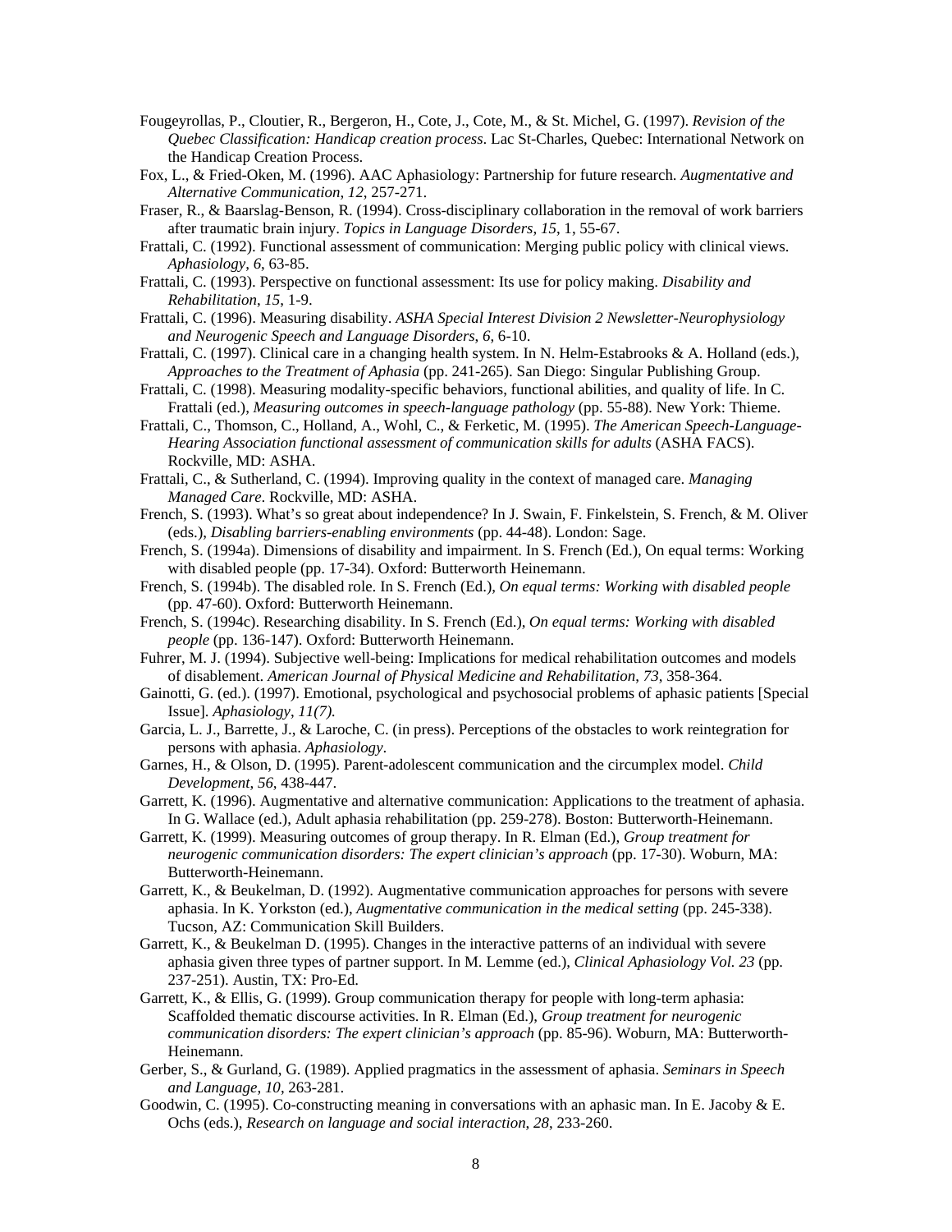Fougeyrollas, P., Cloutier, R., Bergeron, H., Cote, J., Cote, M., & St. Michel, G. (1997). *Revision of the Quebec Classification: Handicap creation process*. Lac St-Charles, Quebec: International Network on the Handicap Creation Process.

Fox, L., & Fried-Oken, M. (1996). AAC Aphasiology: Partnership for future research. *Augmentative and Alternative Communication*, *12*, 257-271.

Fraser, R., & Baarslag-Benson, R. (1994). Cross-disciplinary collaboration in the removal of work barriers after traumatic brain injury. *Topics in Language Disorders*, *15*, 1, 55-67.

Frattali, C. (1992). Functional assessment of communication: Merging public policy with clinical views. *Aphasiology*, *6*, 63-85.

Frattali, C. (1993). Perspective on functional assessment: Its use for policy making. *Disability and Rehabilitation*, *15*, 1-9.

Frattali, C. (1996). Measuring disability. *ASHA Special Interest Division 2 Newsletter-Neurophysiology and Neurogenic Speech and Language Disorders*, *6*, 6-10.

Frattali, C. (1997). Clinical care in a changing health system. In N. Helm-Estabrooks & A. Holland (eds.), *Approaches to the Treatment of Aphasia* (pp. 241-265). San Diego: Singular Publishing Group.

Frattali, C. (1998). Measuring modality-specific behaviors, functional abilities, and quality of life. In C. Frattali (ed.), *Measuring outcomes in speech-language pathology* (pp. 55-88). New York: Thieme.

Frattali, C., Thomson, C., Holland, A., Wohl, C., & Ferketic, M. (1995). *The American Speech-Language-Hearing Association functional assessment of communication skills for adults* (ASHA FACS). Rockville, MD: ASHA.

Frattali, C., & Sutherland, C. (1994). Improving quality in the context of managed care. *Managing Managed Care*. Rockville, MD: ASHA.

French, S. (1993). What's so great about independence? In J. Swain, F. Finkelstein, S. French, & M. Oliver (eds.), *Disabling barriers-enabling environments* (pp. 44-48). London: Sage.

French, S. (1994a). Dimensions of disability and impairment. In S. French (Ed.), On equal terms: Working with disabled people (pp. 17-34). Oxford: Butterworth Heinemann.

French, S. (1994b). The disabled role. In S. French (Ed.), *On equal terms: Working with disabled people* (pp. 47-60). Oxford: Butterworth Heinemann.

French, S. (1994c). Researching disability. In S. French (Ed.), *On equal terms: Working with disabled people* (pp. 136-147). Oxford: Butterworth Heinemann.

Fuhrer, M. J. (1994). Subjective well-being: Implications for medical rehabilitation outcomes and models of disablement. *American Journal of Physical Medicine and Rehabilitation*, *73*, 358-364.

Gainotti, G. (ed.). (1997). Emotional, psychological and psychosocial problems of aphasic patients [Special Issue]. *Aphasiology*, *11(7).*

Garcia, L. J., Barrette, J., & Laroche, C. (in press). Perceptions of the obstacles to work reintegration for persons with aphasia. *Aphasiology*.

Garnes, H., & Olson, D. (1995). Parent-adolescent communication and the circumplex model. *Child Development*, *56*, 438-447.

Garrett, K. (1996). Augmentative and alternative communication: Applications to the treatment of aphasia. In G. Wallace (ed.), Adult aphasia rehabilitation (pp. 259-278). Boston: Butterworth-Heinemann.

Garrett, K. (1999). Measuring outcomes of group therapy. In R. Elman (Ed.), *Group treatment for neurogenic communication disorders: The expert clinician's approach* (pp. 17-30). Woburn, MA: Butterworth-Heinemann.

Garrett, K., & Beukelman, D. (1992). Augmentative communication approaches for persons with severe aphasia. In K. Yorkston (ed.), *Augmentative communication in the medical setting* (pp. 245-338). Tucson, AZ: Communication Skill Builders.

Garrett, K., & Beukelman D. (1995). Changes in the interactive patterns of an individual with severe aphasia given three types of partner support. In M. Lemme (ed.), *Clinical Aphasiology Vol. 23* (pp. 237-251). Austin, TX: Pro-Ed.

Garrett, K., & Ellis, G. (1999). Group communication therapy for people with long-term aphasia: Scaffolded thematic discourse activities. In R. Elman (Ed.), *Group treatment for neurogenic communication disorders: The expert clinician's approach* (pp. 85-96). Woburn, MA: Butterworth-Heinemann.

Gerber, S., & Gurland, G. (1989). Applied pragmatics in the assessment of aphasia. *Seminars in Speech and Language*, *10*, 263-281.

Goodwin, C. (1995). Co-constructing meaning in conversations with an aphasic man. In E. Jacoby & E. Ochs (eds.), *Research on language and social interaction*, *28*, 233-260.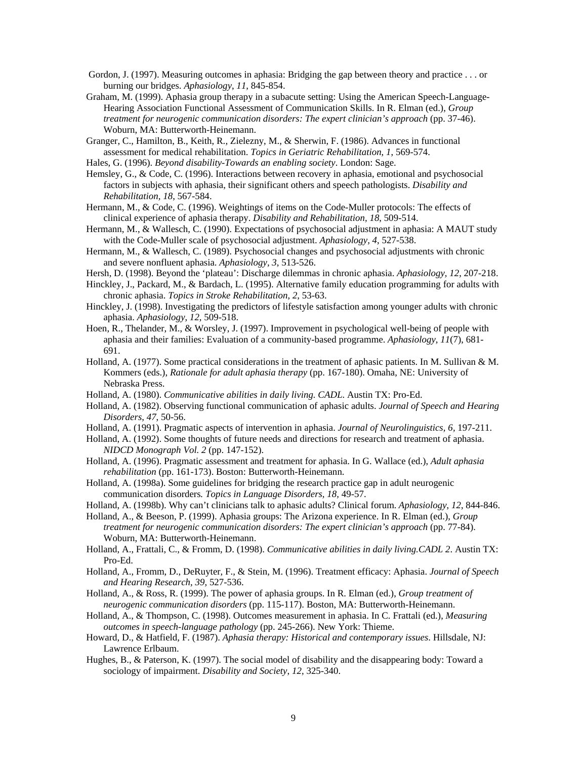Gordon, J. (1997). Measuring outcomes in aphasia: Bridging the gap between theory and practice . . . or burning our bridges. *Aphasiology*, *11*, 845-854.

Graham, M. (1999). Aphasia group therapy in a subacute setting: Using the American Speech-Language-Hearing Association Functional Assessment of Communication Skills. In R. Elman (ed.), *Group treatment for neurogenic communication disorders: The expert clinician's approach* (pp. 37-46). Woburn, MA: Butterworth-Heinemann.

Granger, C., Hamilton, B., Keith, R., Zielezny, M., & Sherwin, F. (1986). Advances in functional assessment for medical rehabilitation. *Topics in Geriatric Rehabilitation*, *1*, 569-574.

Hales, G. (1996). *Beyond disability-Towards an enabling society*. London: Sage.

Hemsley, G., & Code, C. (1996). Interactions between recovery in aphasia, emotional and psychosocial factors in subjects with aphasia, their significant others and speech pathologists. *Disability and Rehabilitation*, *18*, 567-584.

Hermann, M., & Code, C. (1996). Weightings of items on the Code-Muller protocols: The effects of clinical experience of aphasia therapy. *Disability and Rehabilitation*, *18*, 509-514.

Hermann, M., & Wallesch, C. (1990). Expectations of psychosocial adjustment in aphasia: A MAUT study with the Code-Muller scale of psychosocial adjustment. *Aphasiology*, *4*, 527-538.

Hermann, M., & Wallesch, C. (1989). Psychosocial changes and psychosocial adjustments with chronic and severe nonfluent aphasia. *Aphasiology*, *3*, 513-526.

Hersh, D. (1998). Beyond the 'plateau': Discharge dilemmas in chronic aphasia. *Aphasiology*, *12*, 207-218.

Hinckley, J., Packard, M., & Bardach, L. (1995). Alternative family education programming for adults with chronic aphasia. *Topics in Stroke Rehabilitation*, *2*, 53-63.

Hinckley, J. (1998). Investigating the predictors of lifestyle satisfaction among younger adults with chronic aphasia. *Aphasiology*, *12*, 509-518.

Hoen, R., Thelander, M., & Worsley, J. (1997). Improvement in psychological well-being of people with aphasia and their families: Evaluation of a community-based programme. *Aphasiology*, *11*(7), 681-691.

Holland, A. (1977). Some practical considerations in the treatment of aphasic patients. In M. Sullivan & M. Kommers (eds.), *Rationale for adult aphasia therapy* (pp. 167-180). Omaha, NE: University of Nebraska Press.

Holland, A. (1980). *Communicative abilities in daily living. CADL*. Austin TX: Pro-Ed.

Holland, A. (1982). Observing functional communication of aphasic adults. *Journal of Speech and Hearing Disorders*, *47*, 50-56.

Holland, A. (1991). Pragmatic aspects of intervention in aphasia. *Journal of Neurolinguistics*, *6*, 197-211.

Holland, A. (1992). Some thoughts of future needs and directions for research and treatment of aphasia. *NIDCD Monograph Vol. 2* (pp. 147-152).

Holland, A. (1996). Pragmatic assessment and treatment for aphasia. In G. Wallace (ed.), *Adult aphasia rehabilitation* (pp. 161-173). Boston: Butterworth-Heinemann.

Holland, A. (1998a). Some guidelines for bridging the research practice gap in adult neurogenic communication disorders. *Topics in Language Disorders*, *18*, 49-57.

Holland, A. (1998b). Why can't clinicians talk to aphasic adults? Clinical forum. *Aphasiology*, *12*, 844-846.

Holland, A., & Beeson, P. (1999). Aphasia groups: The Arizona experience. In R. Elman (ed.), *Group treatment for neurogenic communication disorders: The expert clinician's approach* (pp. 77-84). Woburn, MA: Butterworth-Heinemann.

Holland, A., Frattali, C., & Fromm, D. (1998). *Communicative abilities in daily living.CADL 2*. Austin TX: Pro-Ed.

Holland, A., Fromm, D., DeRuyter, F., & Stein, M. (1996). Treatment efficacy: Aphasia. *Journal of Speech and Hearing Research*, *39*, 527-536.

Holland, A., & Ross, R. (1999). The power of aphasia groups. In R. Elman (ed.), *Group treatment of neurogenic communication disorders* (pp. 115-117). Boston, MA: Butterworth-Heinemann.

Holland, A., & Thompson, C. (1998). Outcomes measurement in aphasia. In C. Frattali (ed.), *Measuring outcomes in speech-language pathology* (pp. 245-266). New York: Thieme.

Howard, D., & Hatfield, F. (1987). *Aphasia therapy: Historical and contemporary issues*. Hillsdale, NJ: Lawrence Erlbaum.

Hughes, B., & Paterson, K. (1997). The social model of disability and the disappearing body: Toward a sociology of impairment. *Disability and Society*, *12*, 325-340.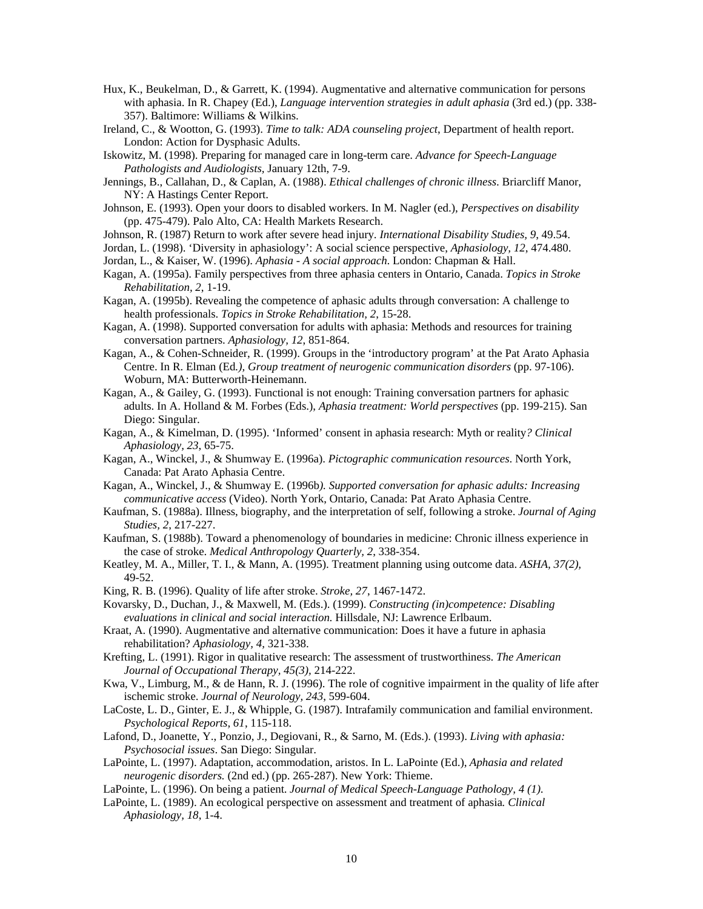Hux, K., Beukelman, D., & Garrett, K. (1994). Augmentative and alternative communication for persons with aphasia. In R. Chapey (Ed.), *Language intervention strategies in adult aphasia* (3rd ed.) (pp. 338-357). Baltimore: Williams & Wilkins.

Ireland, C., & Wootton, G. (1993). *Time to talk: ADA counseling project*, Department of health report. London: Action for Dysphasic Adults.

Iskowitz, M. (1998). Preparing for managed care in long-term care. *Advance for Speech-Language Pathologists and Audiologists,* January 12th, 7-9.

Jennings, B., Callahan, D., & Caplan, A. (1988). *Ethical challenges of chronic illness*. Briarcliff Manor, NY: A Hastings Center Report.

Johnson, E. (1993). Open your doors to disabled workers. In M. Nagler (ed.), *Perspectives on disability* (pp. 475-479). Palo Alto, CA: Health Markets Research.

Johnson, R. (1987) Return to work after severe head injury. *International Disability Studies, 9*, 49.54.

Jordan, L. (1998). 'Diversity in aphasiology': A social science perspective, *Aphasiology, 12*, 474.480.

Jordan, L., & Kaiser, W. (1996). *Aphasia - A social approach*. London: Chapman & Hall.

Kagan, A. (1995a). Family perspectives from three aphasia centers in Ontario, Canada. *Topics in Stroke Rehabilitation, 2*, 1-19.

Kagan, A. (1995b). Revealing the competence of aphasic adults through conversation: A challenge to health professionals. *Topics in Stroke Rehabilitation, 2*, 15-28.

Kagan, A. (1998). Supported conversation for adults with aphasia: Methods and resources for training conversation partners. *Aphasiology, 12*, 851-864.

Kagan, A., & Cohen-Schneider, R. (1999). Groups in the 'introductory program' at the Pat Arato Aphasia Centre. In R. Elman (Ed*.), Group treatment of neurogenic communication disorders* (pp. 97-106). Woburn, MA: Butterworth-Heinemann.

Kagan, A., & Gailey, G. (1993). Functional is not enough: Training conversation partners for aphasic adults. In A. Holland & M. Forbes (Eds.), *Aphasia treatment: World perspectives* (pp. 199-215). San Diego: Singular.

Kagan, A., & Kimelman, D. (1995). 'Informed' consent in aphasia research: Myth or reality*? Clinical Aphasiology, 23*, 65-75.

Kagan, A., Winckel, J., & Shumway E. (1996a). *Pictographic communication resources*. North York, Canada: Pat Arato Aphasia Centre.

Kagan, A., Winckel, J., & Shumway E. (1996b*). Supported conversation for aphasic adults: Increasing communicative access* (Video). North York, Ontario, Canada: Pat Arato Aphasia Centre.

Kaufman, S. (1988a). Illness, biography, and the interpretation of self, following a stroke. *Journal of Aging Studies, 2*, 217-227.

Kaufman, S. (1988b). Toward a phenomenology of boundaries in medicine: Chronic illness experience in the case of stroke. *Medical Anthropology Quarterly, 2*, 338-354.

Keatley, M. A., Miller, T. I., & Mann, A. (1995). Treatment planning using outcome data. *ASHA, 37(2),* 49-52.

King, R. B. (1996). Quality of life after stroke. *Stroke, 27*, 1467-1472.

Kovarsky, D., Duchan, J., & Maxwell, M. (Eds.). (1999). *Constructing (in)competence: Disabling evaluations in clinical and social interaction.* Hillsdale, NJ: Lawrence Erlbaum.

Kraat, A. (1990). Augmentative and alternative communication: Does it have a future in aphasia rehabilitation? *Aphasiology, 4,* 321-338.

Krefting, L. (1991). Rigor in qualitative research: The assessment of trustworthiness. *The American Journal of Occupational Therapy, 45(3),* 214-222.

Kwa, V., Limburg, M., & de Hann, R. J. (1996). The role of cognitive impairment in the quality of life after ischemic stroke. *Journal of Neurology, 243*, 599-604.

LaCoste, L. D., Ginter, E. J., & Whipple, G. (1987). Intrafamily communication and familial environment. *Psychological Reports, 61*, 115-118.

Lafond, D., Joanette, Y., Ponzio, J., Degiovani, R., & Sarno, M. (Eds.). (1993). *Living with aphasia: Psychosocial issues*. San Diego: Singular.

LaPointe, L. (1997). Adaptation, accommodation, aristos. In L. LaPointe (Ed.), *Aphasia and related neurogenic disorders.* (2nd ed.) (pp. 265-287). New York: Thieme.

LaPointe, L. (1996). On being a patient. *Journal of Medical Speech-Language Pathology, 4 (1).*

LaPointe, L. (1989). An ecological perspective on assessment and treatment of aphasia*. Clinical Aphasiology, 18*, 1-4.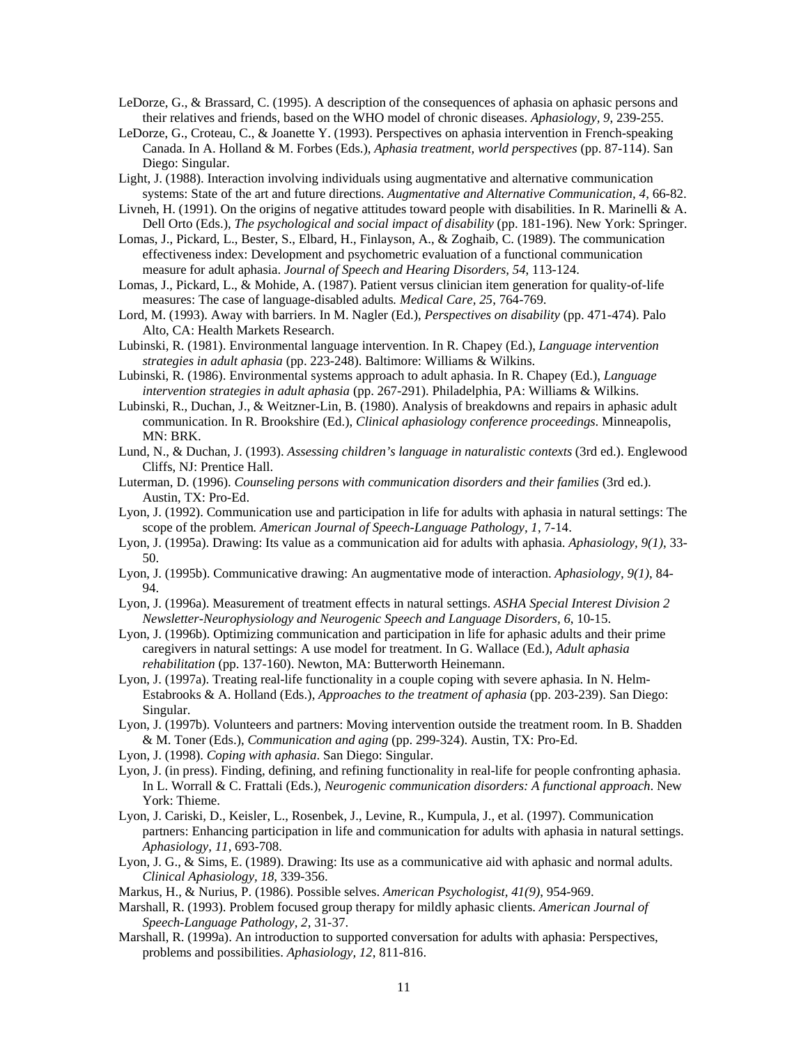LeDorze, G., & Brassard, C. (1995). A description of the consequences of aphasia on aphasic persons and their relatives and friends, based on the WHO model of chronic diseases. *Aphasiology, 9*, 239-255.

LeDorze, G., Croteau, C., & Joanette Y. (1993). Perspectives on aphasia intervention in French-speaking Canada. In A. Holland & M. Forbes (Eds.), *Aphasia treatment, world perspectives* (pp. 87-114). San Diego: Singular.

Light, J. (1988). Interaction involving individuals using augmentative and alternative communication systems: State of the art and future directions. *Augmentative and Alternative Communication, 4*, 66-82.

Livneh, H. (1991). On the origins of negative attitudes toward people with disabilities. In R. Marinelli & A. Dell Orto (Eds.), *The psychological and social impact of disability* (pp. 181-196). New York: Springer.

Lomas, J., Pickard, L., Bester, S., Elbard, H., Finlayson, A., & Zoghaib, C. (1989). The communication effectiveness index: Development and psychometric evaluation of a functional communication measure for adult aphasia. *Journal of Speech and Hearing Disorders, 54*, 113-124.

Lomas, J., Pickard, L., & Mohide, A. (1987). Patient versus clinician item generation for quality-of-life measures: The case of language-disabled adults*. Medical Care, 25*, 764-769.

Lord, M. (1993). Away with barriers. In M. Nagler (Ed.), *Perspectives on disability* (pp. 471-474). Palo Alto, CA: Health Markets Research.

Lubinski, R. (1981). Environmental language intervention. In R. Chapey (Ed.), *Language intervention strategies in adult aphasia* (pp. 223-248). Baltimore: Williams & Wilkins.

Lubinski, R. (1986). Environmental systems approach to adult aphasia. In R. Chapey (Ed.), *Language intervention strategies in adult aphasia* (pp. 267-291). Philadelphia, PA: Williams & Wilkins.

Lubinski, R., Duchan, J., & Weitzner-Lin, B. (1980). Analysis of breakdowns and repairs in aphasic adult communication. In R. Brookshire (Ed.), *Clinical aphasiology conference proceedings*. Minneapolis, MN: BRK.

Lund, N., & Duchan, J. (1993). *Assessing children's language in naturalistic contexts* (3rd ed.). Englewood Cliffs, NJ: Prentice Hall.

Luterman, D. (1996). *Counseling persons with communication disorders and their families* (3rd ed.). Austin, TX: Pro-Ed.

Lyon, J. (1992). Communication use and participation in life for adults with aphasia in natural settings: The scope of the problem*. American Journal of Speech-Language Pathology, 1*, 7-14.

Lyon, J. (1995a). Drawing: Its value as a communication aid for adults with aphasia. *Aphasiology, 9(1)*, 33-50.

Lyon, J. (1995b). Communicative drawing: An augmentative mode of interaction. *Aphasiology, 9(1)*, 84-94.

Lyon, J. (1996a). Measurement of treatment effects in natural settings. *ASHA Special Interest Division 2 Newsletter-Neurophysiology and Neurogenic Speech and Language Disorders, 6*, 10-15.

Lyon, J. (1996b). Optimizing communication and participation in life for aphasic adults and their prime caregivers in natural settings: A use model for treatment. In G. Wallace (Ed.), *Adult aphasia rehabilitation* (pp. 137-160). Newton, MA: Butterworth Heinemann.

Lyon, J. (1997a). Treating real-life functionality in a couple coping with severe aphasia. In N. Helm-Estabrooks & A. Holland (Eds.), *Approaches to the treatment of aphasia* (pp. 203-239). San Diego: Singular.

Lyon, J. (1997b). Volunteers and partners: Moving intervention outside the treatment room. In B. Shadden & M. Toner (Eds.), *Communication and aging* (pp. 299-324). Austin, TX: Pro-Ed.

Lyon, J. (1998). *Coping with aphasia*. San Diego: Singular.

Lyon, J. (in press). Finding, defining, and refining functionality in real-life for people confronting aphasia. In L. Worrall & C. Frattali (Eds.), *Neurogenic communication disorders: A functional approach*. New York: Thieme.

Lyon, J. Cariski, D., Keisler, L., Rosenbek, J., Levine, R., Kumpula, J., et al. (1997). Communication partners: Enhancing participation in life and communication for adults with aphasia in natural settings. *Aphasiology, 11*, 693-708.

Lyon, J. G., & Sims, E. (1989). Drawing: Its use as a communicative aid with aphasic and normal adults. *Clinical Aphasiology, 18*, 339-356.

Markus, H., & Nurius, P. (1986). Possible selves. *American Psychologist, 41(9)*, 954-969.

Marshall, R. (1993). Problem focused group therapy for mildly aphasic clients. *American Journal of Speech-Language Pathology, 2*, 31-37.

Marshall, R. (1999a). An introduction to supported conversation for adults with aphasia: Perspectives, problems and possibilities. *Aphasiology, 12*, 811-816.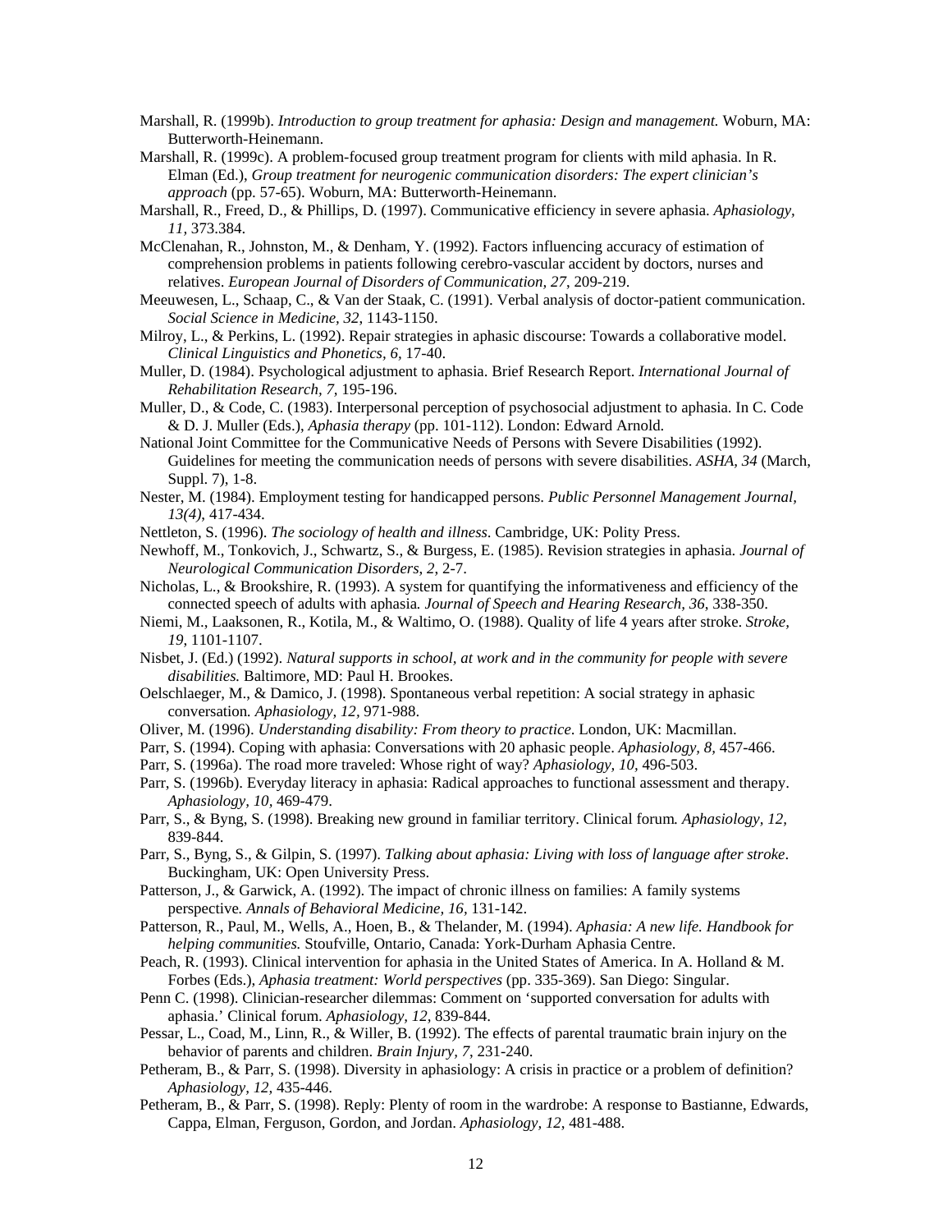Marshall, R. (1999b). *Introduction to group treatment for aphasia: Design and management.* Woburn, MA: Butterworth-Heinemann.

Marshall, R. (1999c). A problem-focused group treatment program for clients with mild aphasia. In R. Elman (Ed.), *Group treatment for neurogenic communication disorders: The expert clinician's approach* (pp. 57-65). Woburn, MA: Butterworth-Heinemann.

Marshall, R., Freed, D., & Phillips, D. (1997). Communicative efficiency in severe aphasia. *Aphasiology, 11,* 373.384.

McClenahan, R., Johnston, M., & Denham, Y. (1992). Factors influencing accuracy of estimation of comprehension problems in patients following cerebro-vascular accident by doctors, nurses and relatives. *European Journal of Disorders of Communication, 27,* 209-219.

Meeuwesen, L., Schaap, C., & Van der Staak, C. (1991). Verbal analysis of doctor-patient communication. *Social Science in Medicine, 32,* 1143-1150.

Milroy, L., & Perkins, L. (1992). Repair strategies in aphasic discourse: Towards a collaborative model. *Clinical Linguistics and Phonetics, 6,* 17-40.

Muller, D. (1984). Psychological adjustment to aphasia. Brief Research Report. *International Journal of Rehabilitation Research, 7,* 195-196.

Muller, D., & Code, C. (1983). Interpersonal perception of psychosocial adjustment to aphasia. In C. Code & D. J. Muller (Eds.), *Aphasia therapy* (pp. 101-112). London: Edward Arnold.

National Joint Committee for the Communicative Needs of Persons with Severe Disabilities (1992). Guidelines for meeting the communication needs of persons with severe disabilities. *ASHA, 34* (March, Suppl. 7), 1-8.

Nester, M. (1984). Employment testing for handicapped persons. *Public Personnel Management Journal, 13(4),* 417-434.

Nettleton, S. (1996). *The sociology of health and illness*. Cambridge, UK: Polity Press.

Newhoff, M., Tonkovich, J., Schwartz, S., & Burgess, E. (1985). Revision strategies in aphasia. *Journal of Neurological Communication Disorders, 2,* 2-7.

Nicholas, L., & Brookshire, R. (1993). A system for quantifying the informativeness and efficiency of the connected speech of adults with aphasia*. Journal of Speech and Hearing Research, 36,* 338-350.

Niemi, M., Laaksonen, R., Kotila, M., & Waltimo, O. (1988). Quality of life 4 years after stroke. *Stroke, 19,* 1101-1107.

Nisbet, J. (Ed.) (1992). *Natural supports in school, at work and in the community for people with severe disabilities.* Baltimore, MD: Paul H. Brookes.

Oelschlaeger, M., & Damico, J. (1998). Spontaneous verbal repetition: A social strategy in aphasic conversation*. Aphasiology, 12,* 971-988.

Oliver, M. (1996). *Understanding disability: From theory to practice*. London, UK: Macmillan.

Parr, S. (1994). Coping with aphasia: Conversations with 20 aphasic people. *Aphasiology, 8,* 457-466.

Parr, S. (1996a). The road more traveled: Whose right of way? *Aphasiology, 10,* 496-503.

Parr, S. (1996b). Everyday literacy in aphasia: Radical approaches to functional assessment and therapy. *Aphasiology, 10,* 469-479.

Parr, S., & Byng, S. (1998). Breaking new ground in familiar territory. Clinical forum*. Aphasiology, 12,* 839-844.

Parr, S., Byng, S., & Gilpin, S. (1997). *Talking about aphasia: Living with loss of language after stroke*. Buckingham, UK: Open University Press.

Patterson, J., & Garwick, A. (1992). The impact of chronic illness on families: A family systems perspective*. Annals of Behavioral Medicine, 16,* 131-142.

Patterson, R., Paul, M., Wells, A., Hoen, B., & Thelander, M. (1994). *Aphasia: A new life. Handbook for helping communities.* Stoufville, Ontario, Canada: York-Durham Aphasia Centre.

Peach, R. (1993). Clinical intervention for aphasia in the United States of America. In A. Holland & M. Forbes (Eds.), *Aphasia treatment: World perspectives* (pp. 335-369). San Diego: Singular.

Penn C. (1998). Clinician-researcher dilemmas: Comment on 'supported conversation for adults with aphasia.' Clinical forum. *Aphasiology, 12,* 839-844.

Pessar, L., Coad, M., Linn, R., & Willer, B. (1992). The effects of parental traumatic brain injury on the behavior of parents and children. *Brain Injury, 7,* 231-240.

Petheram, B., & Parr, S. (1998). Diversity in aphasiology: A crisis in practice or a problem of definition? *Aphasiology, 12,* 435-446.

Petheram, B., & Parr, S. (1998). Reply: Plenty of room in the wardrobe: A response to Bastianne, Edwards, Cappa, Elman, Ferguson, Gordon, and Jordan. *Aphasiology, 12,* 481-488.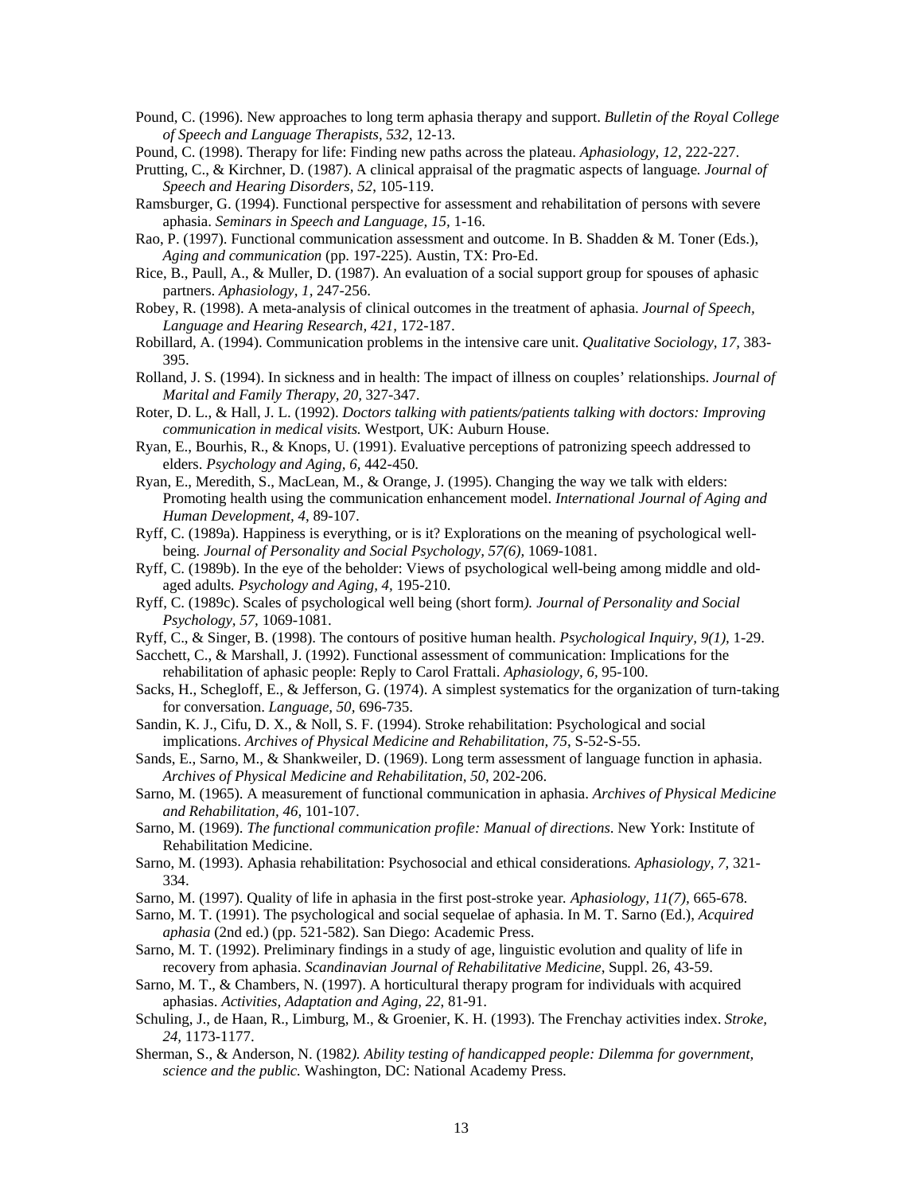Pound, C. (1996). New approaches to long term aphasia therapy and support. *Bulletin of the Royal College of Speech and Language Therapists, 532,* 12-13.

Pound, C. (1998). Therapy for life: Finding new paths across the plateau. *Aphasiology, 12,* 222-227.

Prutting, C., & Kirchner, D. (1987). A clinical appraisal of the pragmatic aspects of language*. Journal of Speech and Hearing Disorders, 52*, 105-119.

Ramsburger, G. (1994). Functional perspective for assessment and rehabilitation of persons with severe aphasia. *Seminars in Speech and Language, 15,* 1-16.

Rao, P. (1997). Functional communication assessment and outcome. In B. Shadden & M. Toner (Eds.), *Aging and communication* (pp. 197-225). Austin, TX: Pro-Ed.

Rice, B., Paull, A., & Muller, D. (1987). An evaluation of a social support group for spouses of aphasic partners. *Aphasiology, 1,* 247-256.

Robey, R. (1998). A meta-analysis of clinical outcomes in the treatment of aphasia. *Journal of Speech, Language and Hearing Research, 421,* 172-187.

Robillard, A. (1994). Communication problems in the intensive care unit. *Qualitative Sociology, 17,* 383-395.

Rolland, J. S. (1994). In sickness and in health: The impact of illness on couples' relationships. *Journal of Marital and Family Therapy, 20,* 327-347.

Roter, D. L., & Hall, J. L. (1992). *Doctors talking with patients/patients talking with doctors: Improving communication in medical visits.* Westport, UK: Auburn House.

Ryan, E., Bourhis, R., & Knops, U. (1991). Evaluative perceptions of patronizing speech addressed to elders. *Psychology and Aging, 6,* 442-450.

Ryan, E., Meredith, S., MacLean, M., & Orange, J. (1995). Changing the way we talk with elders: Promoting health using the communication enhancement model. *International Journal of Aging and Human Development, 4,* 89-107.

Ryff, C. (1989a). Happiness is everything, or is it? Explorations on the meaning of psychological well-being*. Journal of Personality and Social Psychology, 57(6),* 1069-1081.

Ryff, C. (1989b). In the eye of the beholder: Views of psychological well-being among middle and old-aged adults*. Psychology and Aging, 4,* 195-210.

Ryff, C. (1989c). Scales of psychological well being (short form*). Journal of Personality and Social Psychology, 57,* 1069-1081.

Ryff, C., & Singer, B. (1998). The contours of positive human health. *Psychological Inquiry, 9(1),* 1-29.

Sacchett, C., & Marshall, J. (1992). Functional assessment of communication: Implications for the rehabilitation of aphasic people: Reply to Carol Frattali. *Aphasiology, 6,* 95-100.

Sacks, H., Schegloff, E., & Jefferson, G. (1974). A simplest systematics for the organization of turn-taking for conversation. *Language, 50,* 696-735.

Sandin, K. J., Cifu, D. X., & Noll, S. F. (1994). Stroke rehabilitation: Psychological and social implications. *Archives of Physical Medicine and Rehabilitation, 75,* S-52-S-55.

Sands, E., Sarno, M., & Shankweiler, D. (1969). Long term assessment of language function in aphasia. *Archives of Physical Medicine and Rehabilitation, 50,* 202-206.

Sarno, M. (1965). A measurement of functional communication in aphasia. *Archives of Physical Medicine and Rehabilitation, 46,* 101-107.

Sarno, M. (1969). *The functional communication profile: Manual of directions*. New York: Institute of Rehabilitation Medicine.

Sarno, M. (1993). Aphasia rehabilitation: Psychosocial and ethical considerations*. Aphasiology, 7,* 321-334.

Sarno, M. (1997). Quality of life in aphasia in the first post-stroke year*. Aphasiology, 11(7),* 665-678.

Sarno, M. T. (1991). The psychological and social sequelae of aphasia. In M. T. Sarno (Ed.), *Acquired aphasia* (2nd ed.) (pp. 521-582). San Diego: Academic Press.

Sarno, M. T. (1992). Preliminary findings in a study of age, linguistic evolution and quality of life in recovery from aphasia. *Scandinavian Journal of Rehabilitative Medicine,* Suppl. 26, 43-59.

Sarno, M. T., & Chambers, N. (1997). A horticultural therapy program for individuals with acquired aphasias. *Activities, Adaptation and Aging, 22,* 81-91.

Schuling, J., de Haan, R., Limburg, M., & Groenier, K. H. (1993). The Frenchay activities index. *Stroke, 24,* 1173-1177.

Sherman, S., & Anderson, N. (1982*). Ability testing of handicapped people: Dilemma for government, science and the public.* Washington, DC: National Academy Press.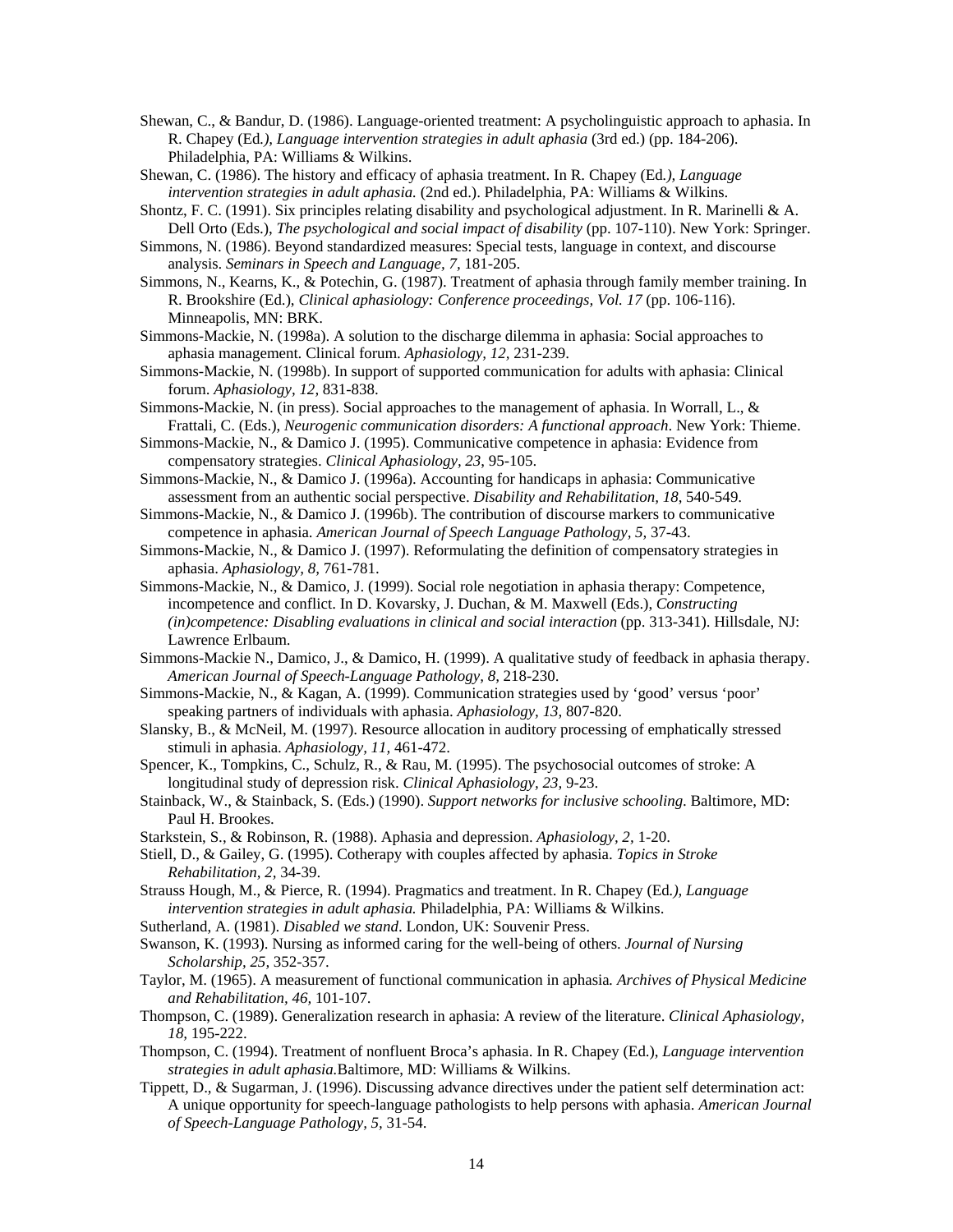Shewan, C., & Bandur, D. (1986). Language-oriented treatment: A psycholinguistic approach to aphasia. In R. Chapey (Ed*.), Language intervention strategies in adult aphasia* (3rd ed.) (pp. 184-206). Philadelphia, PA: Williams & Wilkins.

Shewan, C. (1986). The history and efficacy of aphasia treatment. In R. Chapey (Ed*.), Language intervention strategies in adult aphasia.* (2nd ed.). Philadelphia, PA: Williams & Wilkins.

Shontz, F. C. (1991). Six principles relating disability and psychological adjustment. In R. Marinelli & A. Dell Orto (Eds.), *The psychological and social impact of disability* (pp. 107-110). New York: Springer.

Simmons, N. (1986). Beyond standardized measures: Special tests, language in context, and discourse analysis. *Seminars in Speech and Language, 7,* 181-205.

Simmons, N., Kearns, K., & Potechin, G. (1987). Treatment of aphasia through family member training. In R. Brookshire (Ed.), *Clinical aphasiology: Conference proceedings, Vol. 17* (pp. 106-116). Minneapolis, MN: BRK.

Simmons-Mackie, N. (1998a). A solution to the discharge dilemma in aphasia: Social approaches to aphasia management. Clinical forum. *Aphasiology, 12,* 231-239.

Simmons-Mackie, N. (1998b). In support of supported communication for adults with aphasia: Clinical forum. *Aphasiology, 12,* 831-838.

Simmons-Mackie, N. (in press). Social approaches to the management of aphasia. In Worrall, L., & Frattali, C. (Eds.), *Neurogenic communication disorders: A functional approach*. New York: Thieme.

Simmons-Mackie, N., & Damico J. (1995). Communicative competence in aphasia: Evidence from compensatory strategies. *Clinical Aphasiology, 23,* 95-105.

Simmons-Mackie, N., & Damico J. (1996a). Accounting for handicaps in aphasia: Communicative assessment from an authentic social perspective. *Disability and Rehabilitation, 18,* 540-549.

Simmons-Mackie, N., & Damico J. (1996b). The contribution of discourse markers to communicative competence in aphasia. *American Journal of Speech Language Pathology, 5,* 37-43.

Simmons-Mackie, N., & Damico J. (1997). Reformulating the definition of compensatory strategies in aphasia. *Aphasiology, 8,* 761-781.

Simmons-Mackie, N., & Damico, J. (1999). Social role negotiation in aphasia therapy: Competence, incompetence and conflict. In D. Kovarsky, J. Duchan, & M. Maxwell (Eds.), *Constructing (in)competence: Disabling evaluations in clinical and social interaction* (pp. 313-341). Hillsdale, NJ: Lawrence Erlbaum.

Simmons-Mackie N., Damico, J., & Damico, H. (1999). A qualitative study of feedback in aphasia therapy. *American Journal of Speech-Language Pathology, 8,* 218-230.

Simmons-Mackie, N., & Kagan, A. (1999). Communication strategies used by 'good' versus 'poor' speaking partners of individuals with aphasia. *Aphasiology, 13,* 807-820.

Slansky, B., & McNeil, M. (1997). Resource allocation in auditory processing of emphatically stressed stimuli in aphasia. *Aphasiology, 11,* 461-472.

Spencer, K., Tompkins, C., Schulz, R., & Rau, M. (1995). The psychosocial outcomes of stroke: A longitudinal study of depression risk. *Clinical Aphasiology, 23,* 9-23.

Stainback, W., & Stainback, S. (Eds.) (1990). *Support networks for inclusive schooling*. Baltimore, MD: Paul H. Brookes.

Starkstein, S., & Robinson, R. (1988). Aphasia and depression. *Aphasiology, 2,* 1-20.

Stiell, D., & Gailey, G. (1995). Cotherapy with couples affected by aphasia. *Topics in Stroke Rehabilitation, 2,* 34-39.

Strauss Hough, M., & Pierce, R. (1994). Pragmatics and treatment. In R. Chapey (Ed*.), Language intervention strategies in adult aphasia.* Philadelphia, PA: Williams & Wilkins.

Sutherland, A. (1981). *Disabled we stand*. London, UK: Souvenir Press.

Swanson, K. (1993). Nursing as informed caring for the well-being of others. *Journal of Nursing Scholarship, 25,* 352-357.

Taylor, M. (1965). A measurement of functional communication in aphasia*. Archives of Physical Medicine and Rehabilitation, 46,* 101-107.

Thompson, C. (1989). Generalization research in aphasia: A review of the literature. *Clinical Aphasiology, 18,* 195-222.

Thompson, C. (1994). Treatment of nonfluent Broca's aphasia. In R. Chapey (Ed.), *Language intervention strategies in adult aphasia.*Baltimore, MD: Williams & Wilkins.

Tippett, D., & Sugarman, J. (1996). Discussing advance directives under the patient self determination act: A unique opportunity for speech-language pathologists to help persons with aphasia. *American Journal of Speech-Language Pathology, 5,* 31-54.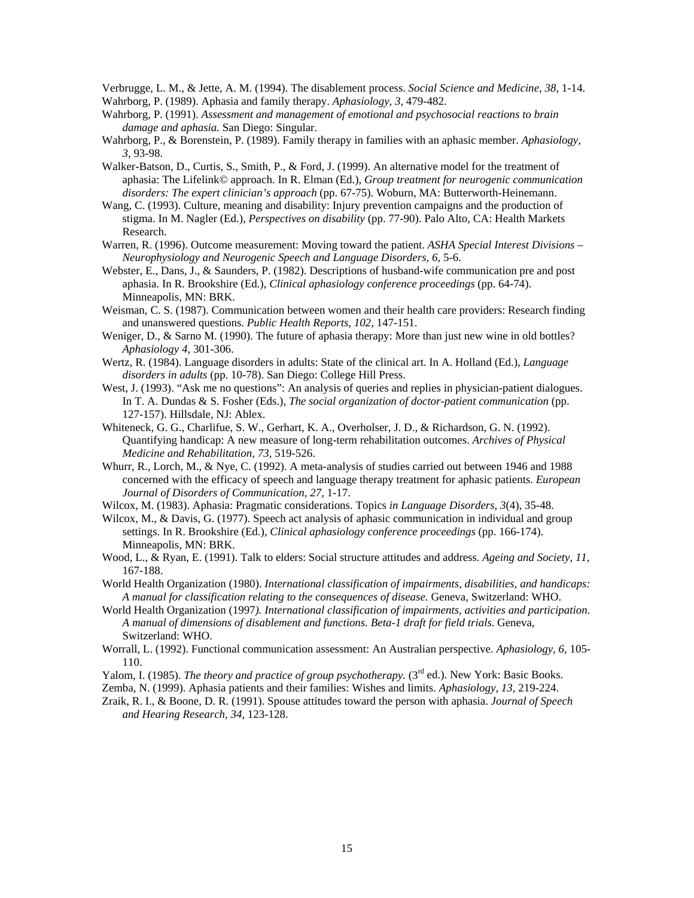Verbrugge, L. M., & Jette, A. M. (1994). The disablement process. *Social Science and Medicine, 38,* 1-14.

Wahrborg, P. (1989). Aphasia and family therapy. *Aphasiology, 3,* 479-482.

Wahrborg, P. (1991). *Assessment and management of emotional and psychosocial reactions to brain damage and aphasia.* San Diego: Singular.

Wahrborg, P., & Borenstein, P. (1989). Family therapy in families with an aphasic member. *Aphasiology, 3,* 93-98.

Walker-Batson, D., Curtis, S., Smith, P., & Ford, J. (1999). An alternative model for the treatment of aphasia: The Lifelink© approach. In R. Elman (Ed.), *Group treatment for neurogenic communication disorders: The expert clinician's approach* (pp. 67-75). Woburn, MA: Butterworth-Heinemann.

Wang, C. (1993). Culture, meaning and disability: Injury prevention campaigns and the production of stigma. In M. Nagler (Ed.), *Perspectives on disability* (pp. 77-90). Palo Alto, CA: Health Markets Research.

Warren, R. (1996). Outcome measurement: Moving toward the patient. *ASHA Special Interest Divisions – Neurophysiology and Neurogenic Speech and Language Disorders, 6,* 5-6.

Webster, E., Dans, J., & Saunders, P. (1982). Descriptions of husband-wife communication pre and post aphasia. In R. Brookshire (Ed.), *Clinical aphasiology conference proceedings* (pp. 64-74). Minneapolis, MN: BRK.

Weisman, C. S. (1987). Communication between women and their health care providers: Research finding and unanswered questions. *Public Health Reports, 102,* 147-151.

Weniger, D., & Sarno M. (1990). The future of aphasia therapy: More than just new wine in old bottles? *Aphasiology 4,* 301-306.

Wertz, R. (1984). Language disorders in adults: State of the clinical art. In A. Holland (Ed.), *Language disorders in adults* (pp. 10-78). San Diego: College Hill Press.

West, J. (1993). "Ask me no questions": An analysis of queries and replies in physician-patient dialogues. In T. A. Dundas & S. Fosher (Eds.), *The social organization of doctor-patient communication* (pp. 127-157). Hillsdale, NJ: Ablex.

Whiteneck, G. G., Charlifue, S. W., Gerhart, K. A., Overholser, J. D., & Richardson, G. N. (1992). Quantifying handicap: A new measure of long-term rehabilitation outcomes. *Archives of Physical Medicine and Rehabilitation, 73,* 519-526.

Whurr, R., Lorch, M., & Nye, C. (1992). A meta-analysis of studies carried out between 1946 and 1988 concerned with the efficacy of speech and language therapy treatment for aphasic patients. *European Journal of Disorders of Communication, 27,* 1-17.

Wilcox, M. (1983). Aphasia: Pragmatic considerations. Topics *in Language Disorders, 3*(4), 35-48.

Wilcox, M., & Davis, G. (1977). Speech act analysis of aphasic communication in individual and group settings. In R. Brookshire (Ed.), *Clinical aphasiology conference proceedings* (pp. 166-174). Minneapolis, MN: BRK.

Wood, L., & Ryan, E. (1991). Talk to elders: Social structure attitudes and address. *Ageing and Society, 11,* 167-188.

World Health Organization (1980). *International classification of impairments, disabilities, and handicaps: A manual for classification relating to the consequences of disease.* Geneva, Switzerland: WHO.

World Health Organization (1997*). International classification of impairments, activities and participation. A manual of dimensions of disablement and functions. Beta-1 draft for field trials.* Geneva, Switzerland: WHO.

Worrall, L. (1992). Functional communication assessment: An Australian perspective. *Aphasiology, 6*, 105-110.

Yalom, I. (1985). *The theory and practice of group psychotherapy.* (3rd ed.). New York: Basic Books.

Zemba, N. (1999). Aphasia patients and their families: Wishes and limits. *Aphasiology, 13,* 219-224.

Zraik, R. I., & Boone, D. R. (1991). Spouse attitudes toward the person with aphasia. *Journal of Speech and Hearing Research, 34,* 123-128.